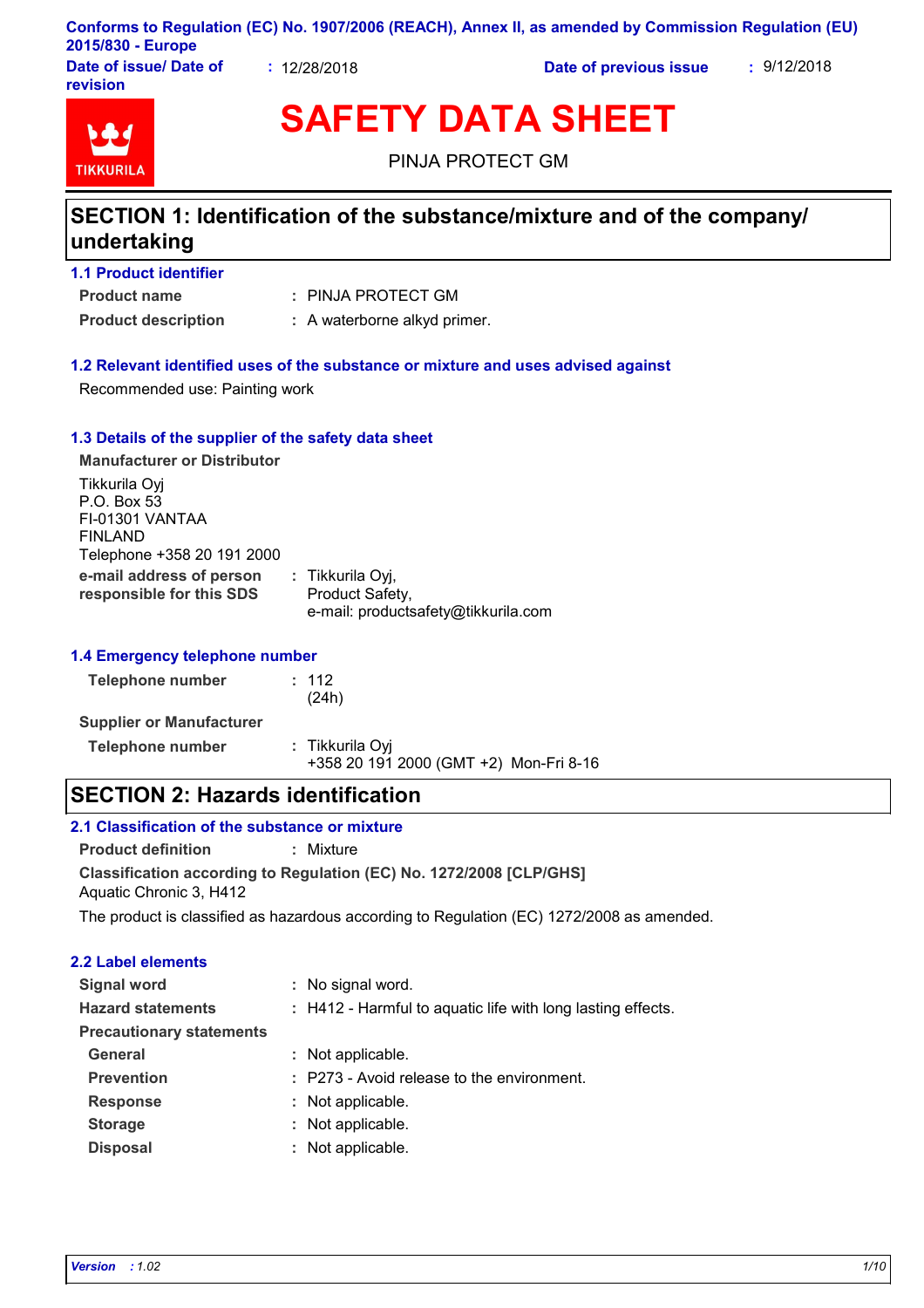Conforms to Regulation (EC) No. 1907/2006 (REACH), Annex II, as amended by Commission Regulation (EU) 2015/830 - Europe

**Date of issue/ Date of revision** : 12/28/2018 **Date of previous issue** : 9/12/2018

TIKKURILA

# SAFETY DATA SHEET

PINJA PROTECT GM

## SECTION 1: Identification of the substance/mixture and of the company/ undertaking

### 1.1 Product identifier

**Product name** : PINJA PROTECT GM

**Product description** : A waterborne alkyd primer.

### 1.2 Relevant identified uses of the substance or mixture and uses advised against

Recommended use: Painting work

### 1.3 Details of the supplier of the safety data sheet

**Manufacturer or Distributor**

Tikkurila Oyj
P.O. Box 53
FI-01301 VANTAA
FINLAND
Telephone +358 20 191 2000

**e-mail address of person responsible for this SDS** : Tikkurila Oyj,
Product Safety,
e-mail: productsafety@tikkurila.com

### 1.4 Emergency telephone number

**Telephone number** : 112
(24h)

**Supplier or Manufacturer**

**Telephone number** : Tikkurila Oyj
+358 20 191 2000 (GMT +2) Mon-Fri 8-16

## SECTION 2: Hazards identification

### 2.1 Classification of the substance or mixture

**Product definition** : Mixture

**Classification according to Regulation (EC) No. 1272/2008 [CLP/GHS]**
Aquatic Chronic 3, H412

The product is classified as hazardous according to Regulation (EC) 1272/2008 as amended.

### 2.2 Label elements

**Signal word** : No signal word.

**Hazard statements** : H412 - Harmful to aquatic life with long lasting effects.

**Precautionary statements**

**General** : Not applicable.

**Prevention** : P273 - Avoid release to the environment.

**Response** : Not applicable.

**Storage** : Not applicable.

**Disposal** : Not applicable.

*Version* : 1.02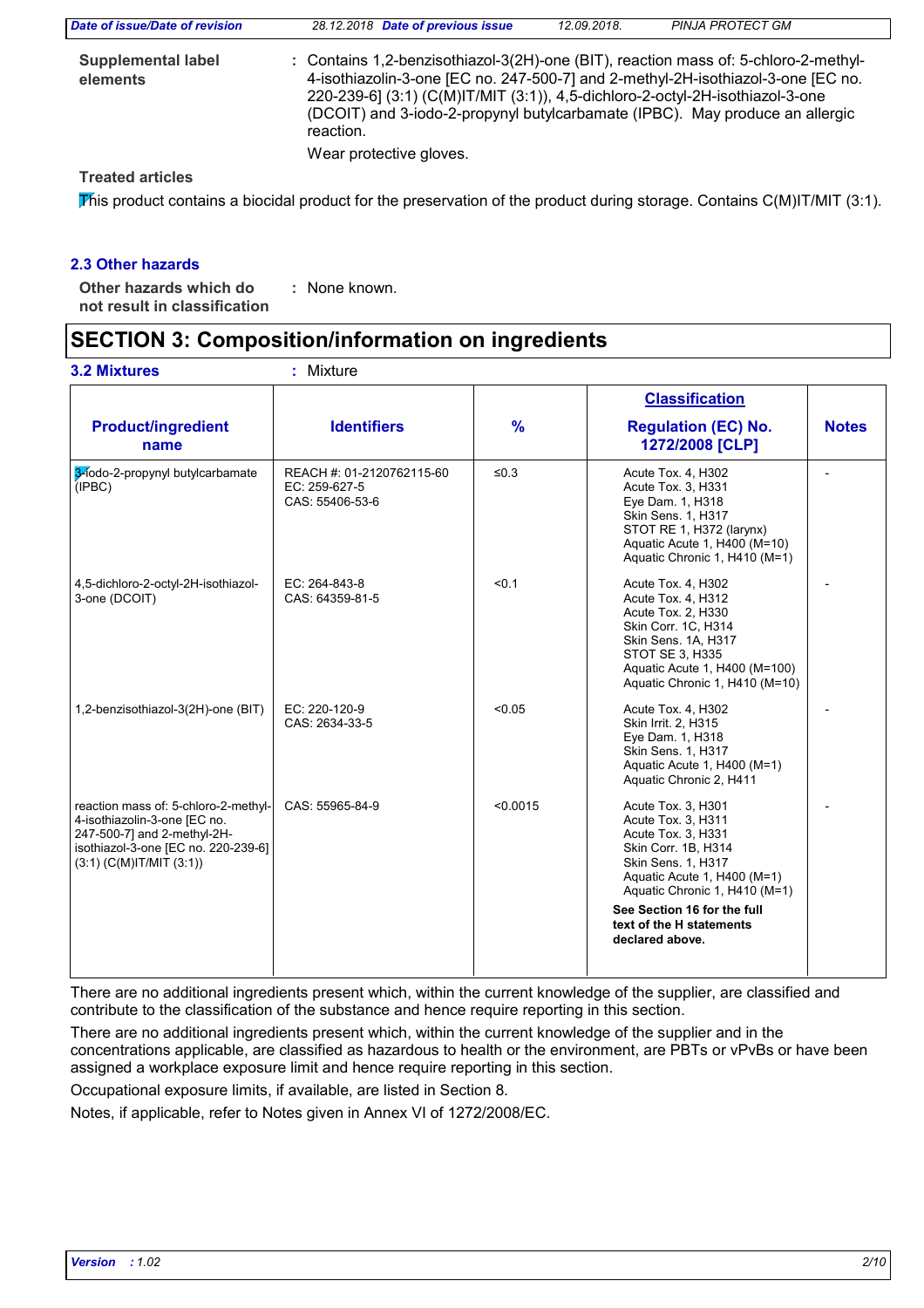**Supplemental label elements** : Contains 1,2-benzisothiazol-3(2H)-one (BIT), reaction mass of: 5-chloro-2-methyl-4-isothiazolin-3-one [EC no. 247-500-7] and 2-methyl-2H-isothiazol-3-one [EC no. 220-239-6] (3:1) (C(M)IT/MIT (3:1)), 4,5-dichloro-2-octyl-2H-isothiazol-3-one (DCOIT) and 3-iodo-2-propynyl butylcarbamate (IPBC). May produce an allergic reaction.

Wear protective gloves.

**Treated articles**

This product contains a biocidal product for the preservation of the product during storage. Contains C(M)IT/MIT (3:1).

## 2.3 Other hazards

**Other hazards which do not result in classification** : None known.

# SECTION 3: Composition/information on ingredients

**3.2 Mixtures** : Mixture

| Product/ingredient name | Identifiers | % | Classification Regulation (EC) No. 1272/2008 [CLP] | Notes |
|---|---|---|---|---|
| 3-iodo-2-propynyl butylcarbamate (IPBC) | REACH #: 01-2120762115-60<br>EC: 259-627-5<br>CAS: 55406-53-6 | ≤0.3 | Acute Tox. 4, H302<br>Acute Tox. 3, H331<br>Eye Dam. 1, H318<br>Skin Sens. 1, H317<br>STOT RE 1, H372 (larynx)<br>Aquatic Acute 1, H400 (M=10)<br>Aquatic Chronic 1, H410 (M=1) | - |
| 4,5-dichloro-2-octyl-2H-isothiazol-3-one (DCOIT) | EC: 264-843-8<br>CAS: 64359-81-5 | <0.1 | Acute Tox. 4, H302<br>Acute Tox. 4, H312<br>Acute Tox. 2, H330<br>Skin Corr. 1C, H314<br>Skin Sens. 1A, H317<br>STOT SE 3, H335<br>Aquatic Acute 1, H400 (M=100)<br>Aquatic Chronic 1, H410 (M=10) | - |
| 1,2-benzisothiazol-3(2H)-one (BIT) | EC: 220-120-9<br>CAS: 2634-33-5 | <0.05 | Acute Tox. 4, H302<br>Skin Irrit. 2, H315<br>Eye Dam. 1, H318<br>Skin Sens. 1, H317<br>Aquatic Acute 1, H400 (M=1)<br>Aquatic Chronic 2, H411 | - |
| reaction mass of: 5-chloro-2-methyl-4-isothiazolin-3-one [EC no. 247-500-7] and 2-methyl-2H-isothiazol-3-one [EC no. 220-239-6] (3:1) (C(M)IT/MIT (3:1)) | CAS: 55965-84-9 | <0.0015 | Acute Tox. 3, H301<br>Acute Tox. 3, H311<br>Acute Tox. 3, H331<br>Skin Corr. 1B, H314<br>Skin Sens. 1, H317<br>Aquatic Acute 1, H400 (M=1)<br>Aquatic Chronic 1, H410 (M=1)<br>**See Section 16 for the full text of the H statements declared above.** | - |

There are no additional ingredients present which, within the current knowledge of the supplier, are classified and contribute to the classification of the substance and hence require reporting in this section.

There are no additional ingredients present which, within the current knowledge of the supplier and in the concentrations applicable, are classified as hazardous to health or the environment, are PBTs or vPvBs or have been assigned a workplace exposure limit and hence require reporting in this section.

Occupational exposure limits, if available, are listed in Section 8.

Notes, if applicable, refer to Notes given in Annex VI of 1272/2008/EC.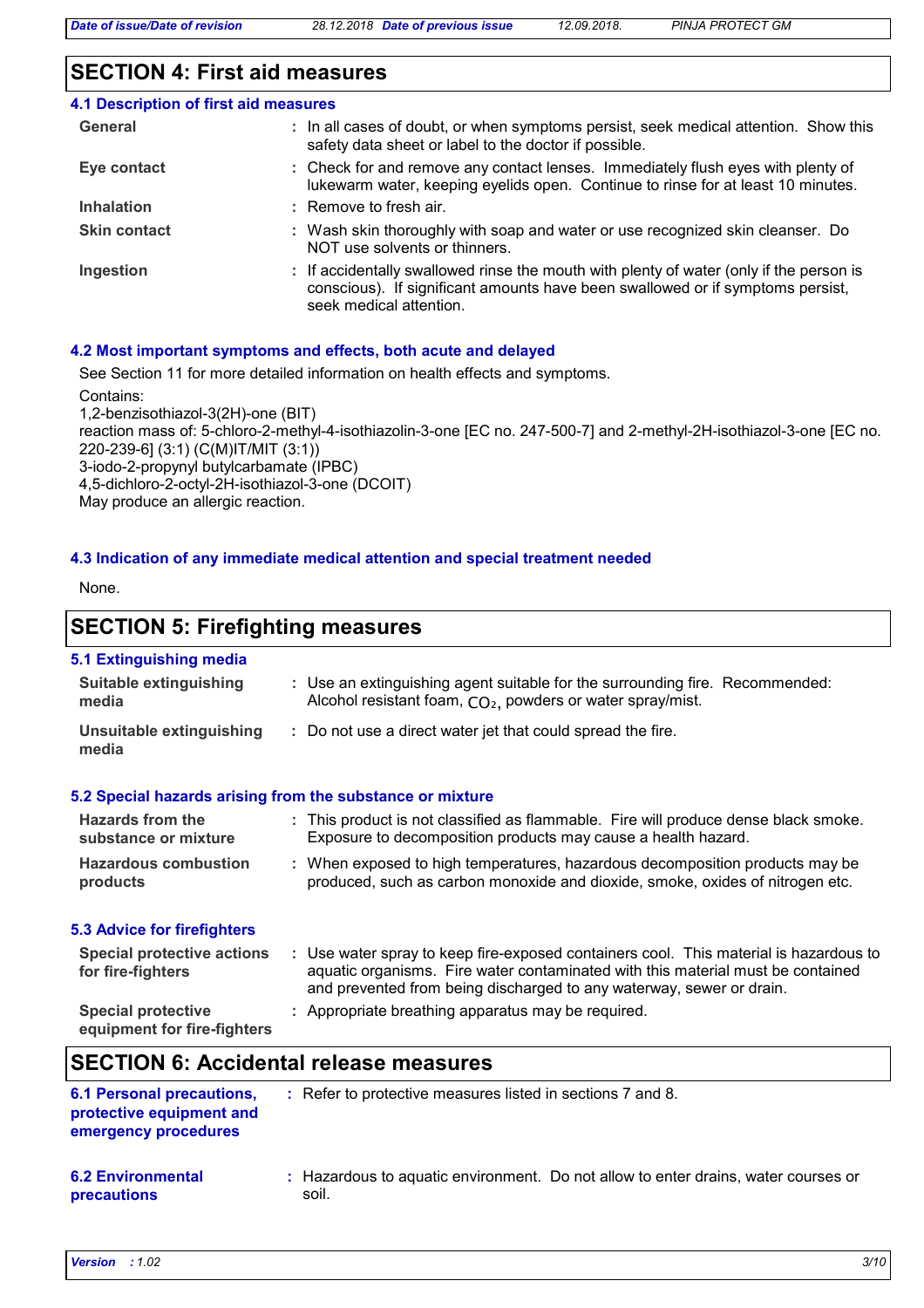## SECTION 4: First aid measures

### 4.1 Description of first aid measures

| | |
|---|---|
| **General** | : In all cases of doubt, or when symptoms persist, seek medical attention. Show this safety data sheet or label to the doctor if possible. |
| **Eye contact** | : Check for and remove any contact lenses. Immediately flush eyes with plenty of lukewarm water, keeping eyelids open. Continue to rinse for at least 10 minutes. |
| **Inhalation** | : Remove to fresh air. |
| **Skin contact** | : Wash skin thoroughly with soap and water or use recognized skin cleanser. Do NOT use solvents or thinners. |
| **Ingestion** | : If accidentally swallowed rinse the mouth with plenty of water (only if the person is conscious). If significant amounts have been swallowed or if symptoms persist, seek medical attention. |

### 4.2 Most important symptoms and effects, both acute and delayed

See Section 11 for more detailed information on health effects and symptoms.

Contains:
1,2-benzisothiazol-3(2H)-one (BIT)
reaction mass of: 5-chloro-2-methyl-4-isothiazolin-3-one [EC no. 247-500-7] and 2-methyl-2H-isothiazol-3-one [EC no. 220-239-6] (3:1) (C(M)IT/MIT (3:1))
3-iodo-2-propynyl butylcarbamate (IPBC)
4,5-dichloro-2-octyl-2H-isothiazol-3-one (DCOIT)
May produce an allergic reaction.

### 4.3 Indication of any immediate medical attention and special treatment needed

None.

## SECTION 5: Firefighting measures

### 5.1 Extinguishing media

| | |
|---|---|
| **Suitable extinguishing media** | : Use an extinguishing agent suitable for the surrounding fire. Recommended: Alcohol resistant foam, $CO_2$, powders or water spray/mist. |
| **Unsuitable extinguishing media** | : Do not use a direct water jet that could spread the fire. |

### 5.2 Special hazards arising from the substance or mixture

| | |
|---|---|
| **Hazards from the substance or mixture** | : This product is not classified as flammable. Fire will produce dense black smoke. Exposure to decomposition products may cause a health hazard. |
| **Hazardous combustion products** | : When exposed to high temperatures, hazardous decomposition products may be produced, such as carbon monoxide and dioxide, smoke, oxides of nitrogen etc. |

### 5.3 Advice for firefighters

| | |
|---|---|
| **Special protective actions for fire-fighters** | : Use water spray to keep fire-exposed containers cool. This material is hazardous to aquatic organisms. Fire water contaminated with this material must be contained and prevented from being discharged to any waterway, sewer or drain. |
| **Special protective equipment for fire-fighters** | : Appropriate breathing apparatus may be required. |

## SECTION 6: Accidental release measures

| | |
|---|---|
| **6.1 Personal precautions, protective equipment and emergency procedures** | : Refer to protective measures listed in sections 7 and 8. |
| **6.2 Environmental precautions** | : Hazardous to aquatic environment. Do not allow to enter drains, water courses or soil. |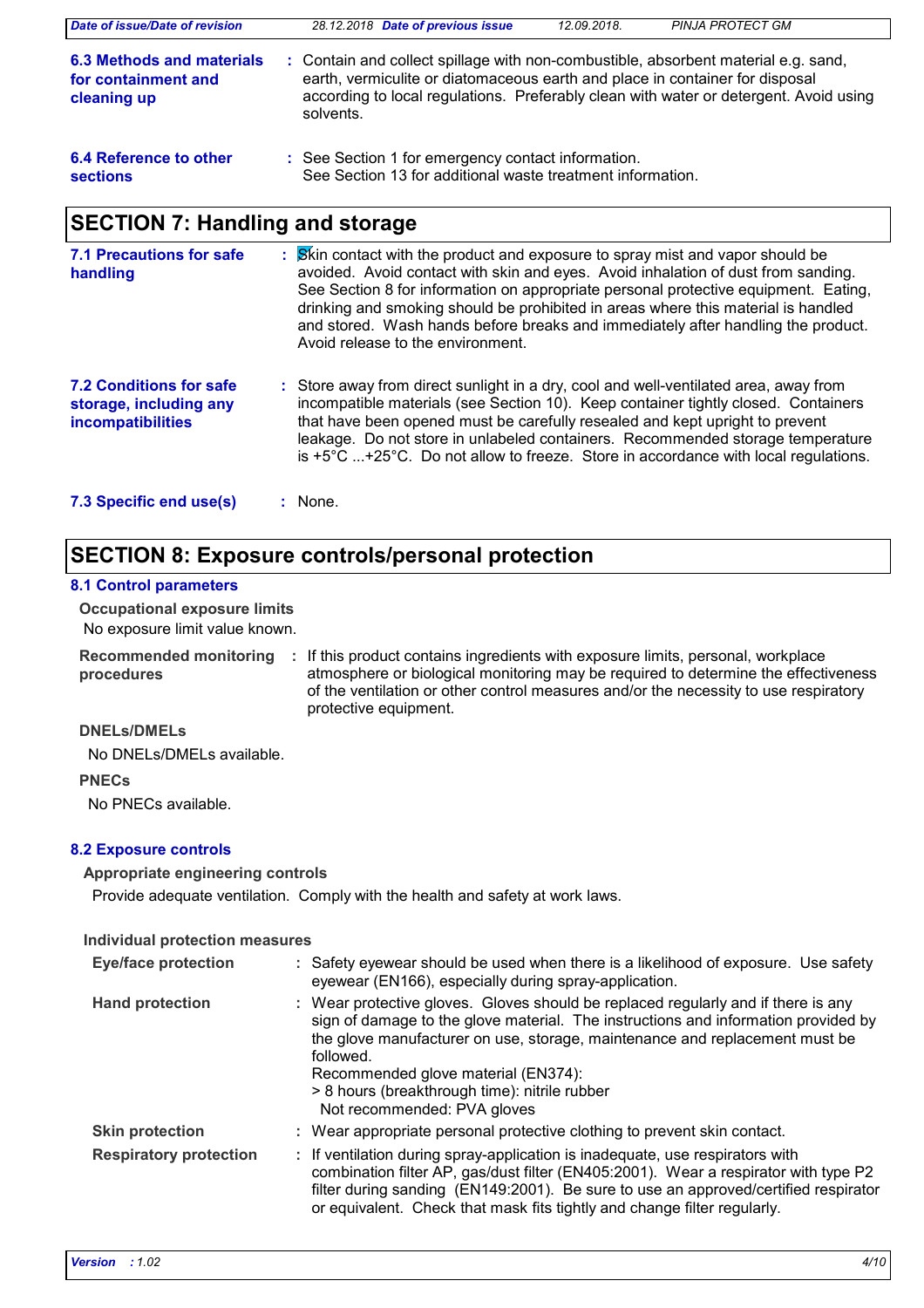**6.3 Methods and materials for containment and cleaning up** : Contain and collect spillage with non-combustible, absorbent material e.g. sand, earth, vermiculite or diatomaceous earth and place in container for disposal according to local regulations. Preferably clean with water or detergent. Avoid using solvents.

**6.4 Reference to other sections** : See Section 1 for emergency contact information.
See Section 13 for additional waste treatment information.

## SECTION 7: Handling and storage

**7.1 Precautions for safe handling** : Skin contact with the product and exposure to spray mist and vapor should be avoided. Avoid contact with skin and eyes. Avoid inhalation of dust from sanding. See Section 8 for information on appropriate personal protective equipment. Eating, drinking and smoking should be prohibited in areas where this material is handled and stored. Wash hands before breaks and immediately after handling the product. Avoid release to the environment.

**7.2 Conditions for safe storage, including any incompatibilities** : Store away from direct sunlight in a dry, cool and well-ventilated area, away from incompatible materials (see Section 10). Keep container tightly closed. Containers that have been opened must be carefully resealed and kept upright to prevent leakage. Do not store in unlabeled containers. Recommended storage temperature is +5°C ...+25°C. Do not allow to freeze. Store in accordance with local regulations.

**7.3 Specific end use(s)** : None.

## SECTION 8: Exposure controls/personal protection

### 8.1 Control parameters

**Occupational exposure limits**

No exposure limit value known.

**Recommended monitoring procedures** : If this product contains ingredients with exposure limits, personal, workplace atmosphere or biological monitoring may be required to determine the effectiveness of the ventilation or other control measures and/or the necessity to use respiratory protective equipment.

**DNELs/DMELs**

No DNELs/DMELs available.

**PNECs**

No PNECs available.

### 8.2 Exposure controls

**Appropriate engineering controls**

Provide adequate ventilation. Comply with the health and safety at work laws.

**Individual protection measures**

**Eye/face protection** : Safety eyewear should be used when there is a likelihood of exposure. Use safety eyewear (EN166), especially during spray-application.

**Hand protection** : Wear protective gloves. Gloves should be replaced regularly and if there is any sign of damage to the glove material. The instructions and information provided by the glove manufacturer on use, storage, maintenance and replacement must be followed.
Recommended glove material (EN374):
> 8 hours (breakthrough time): nitrile rubber
Not recommended: PVA gloves

**Skin protection** : Wear appropriate personal protective clothing to prevent skin contact.

**Respiratory protection** : If ventilation during spray-application is inadequate, use respirators with combination filter AP, gas/dust filter (EN405:2001). Wear a respirator with type P2 filter during sanding (EN149:2001). Be sure to use an approved/certified respirator or equivalent. Check that mask fits tightly and change filter regularly.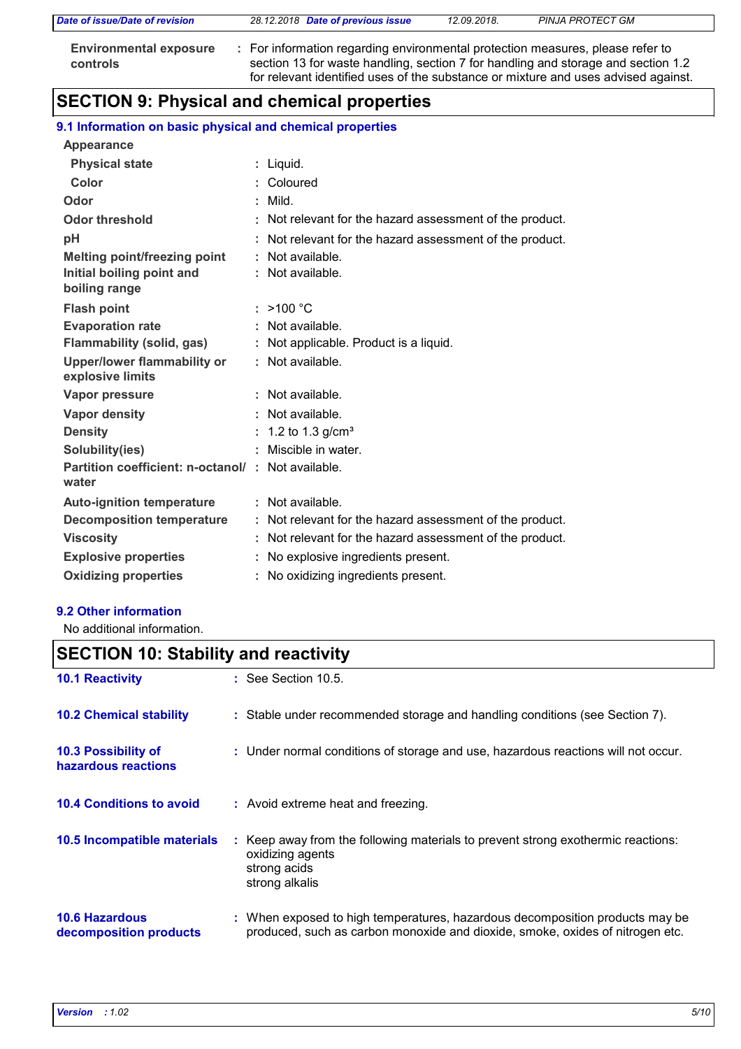| | |
|---|---|
| **Environmental exposure controls** | : For information regarding environmental protection measures, please refer to section 13 for waste handling, section 7 for handling and storage and section 1.2 for relevant identified uses of the substance or mixture and uses advised against. |

## SECTION 9: Physical and chemical properties

### 9.1 Information on basic physical and chemical properties

**Appearance**

| | |
|---|---|
| **Physical state** | : Liquid. |
| **Color** | : Coloured |
| **Odor** | : Mild. |
| **Odor threshold** | : Not relevant for the hazard assessment of the product. |
| **pH** | : Not relevant for the hazard assessment of the product. |
| **Melting point/freezing point** | : Not available. |
| **Initial boiling point and boiling range** | : Not available. |
| **Flash point** | : >100 °C |
| **Evaporation rate** | : Not available. |
| **Flammability (solid, gas)** | : Not applicable. Product is a liquid. |
| **Upper/lower flammability or explosive limits** | : Not available. |
| **Vapor pressure** | : Not available. |
| **Vapor density** | : Not available. |
| **Density** | : 1.2 to 1.3 g/cm³ |
| **Solubility(ies)** | : Miscible in water. |
| **Partition coefficient: n-octanol/water** | : Not available. |
| **Auto-ignition temperature** | : Not available. |
| **Decomposition temperature** | : Not relevant for the hazard assessment of the product. |
| **Viscosity** | : Not relevant for the hazard assessment of the product. |
| **Explosive properties** | : No explosive ingredients present. |
| **Oxidizing properties** | : No oxidizing ingredients present. |

### 9.2 Other information

No additional information.

## SECTION 10: Stability and reactivity

| | |
|---|---|
| **10.1 Reactivity** | : See Section 10.5. |
| **10.2 Chemical stability** | : Stable under recommended storage and handling conditions (see Section 7). |
| **10.3 Possibility of hazardous reactions** | : Under normal conditions of storage and use, hazardous reactions will not occur. |
| **10.4 Conditions to avoid** | : Avoid extreme heat and freezing. |
| **10.5 Incompatible materials** | : Keep away from the following materials to prevent strong exothermic reactions: oxidizing agents, strong acids, strong alkalis |
| **10.6 Hazardous decomposition products** | : When exposed to high temperatures, hazardous decomposition products may be produced, such as carbon monoxide and dioxide, smoke, oxides of nitrogen etc. |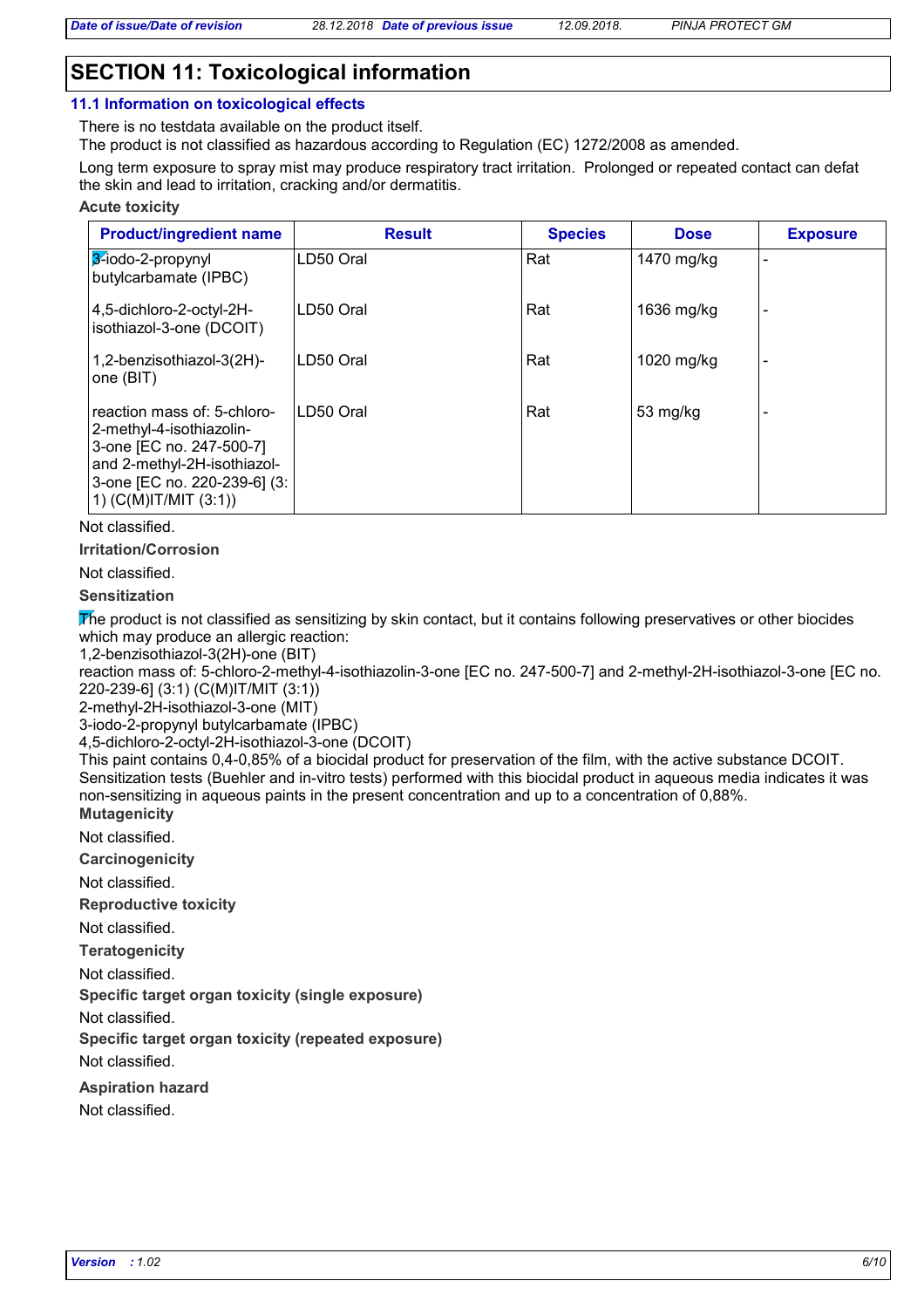## SECTION 11: Toxicological information

### 11.1 Information on toxicological effects

There is no testdata available on the product itself.
The product is not classified as hazardous according to Regulation (EC) 1272/2008 as amended.

Long term exposure to spray mist may produce respiratory tract irritation. Prolonged or repeated contact can defat the skin and lead to irritation, cracking and/or dermatitis.

**Acute toxicity**

| Product/ingredient name | Result | Species | Dose | Exposure |
|---|---|---|---|---|
| 3-iodo-2-propynyl butylcarbamate (IPBC) | LD50 Oral | Rat | 1470 mg/kg | - |
| 4,5-dichloro-2-octyl-2H-isothiazol-3-one (DCOIT) | LD50 Oral | Rat | 1636 mg/kg | - |
| 1,2-benzisothiazol-3(2H)-one (BIT) | LD50 Oral | Rat | 1020 mg/kg | - |
| reaction mass of: 5-chloro-2-methyl-4-isothiazolin-3-one [EC no. 247-500-7] and 2-methyl-2H-isothiazol-3-one [EC no. 220-239-6] (3:1) (C(M)IT/MIT (3:1)) | LD50 Oral | Rat | 53 mg/kg | - |

Not classified.

**Irritation/Corrosion**

Not classified.

**Sensitization**

The product is not classified as sensitizing by skin contact, but it contains following preservatives or other biocides which may produce an allergic reaction:
1,2-benzisothiazol-3(2H)-one (BIT)
reaction mass of: 5-chloro-2-methyl-4-isothiazolin-3-one [EC no. 247-500-7] and 2-methyl-2H-isothiazol-3-one [EC no. 220-239-6] (3:1) (C(M)IT/MIT (3:1))
2-methyl-2H-isothiazol-3-one (MIT)
3-iodo-2-propynyl butylcarbamate (IPBC)
4,5-dichloro-2-octyl-2H-isothiazol-3-one (DCOIT)
This paint contains 0,4-0,85% of a biocidal product for preservation of the film, with the active substance DCOIT. Sensitization tests (Buehler and in-vitro tests) performed with this biocidal product in aqueous media indicates it was non-sensitizing in aqueous paints in the present concentration and up to a concentration of 0,88%.

**Mutagenicity**

Not classified.

**Carcinogenicity**

Not classified.

**Reproductive toxicity**

Not classified.

**Teratogenicity**

Not classified.

**Specific target organ toxicity (single exposure)**

Not classified.

**Specific target organ toxicity (repeated exposure)**

Not classified.

**Aspiration hazard**

Not classified.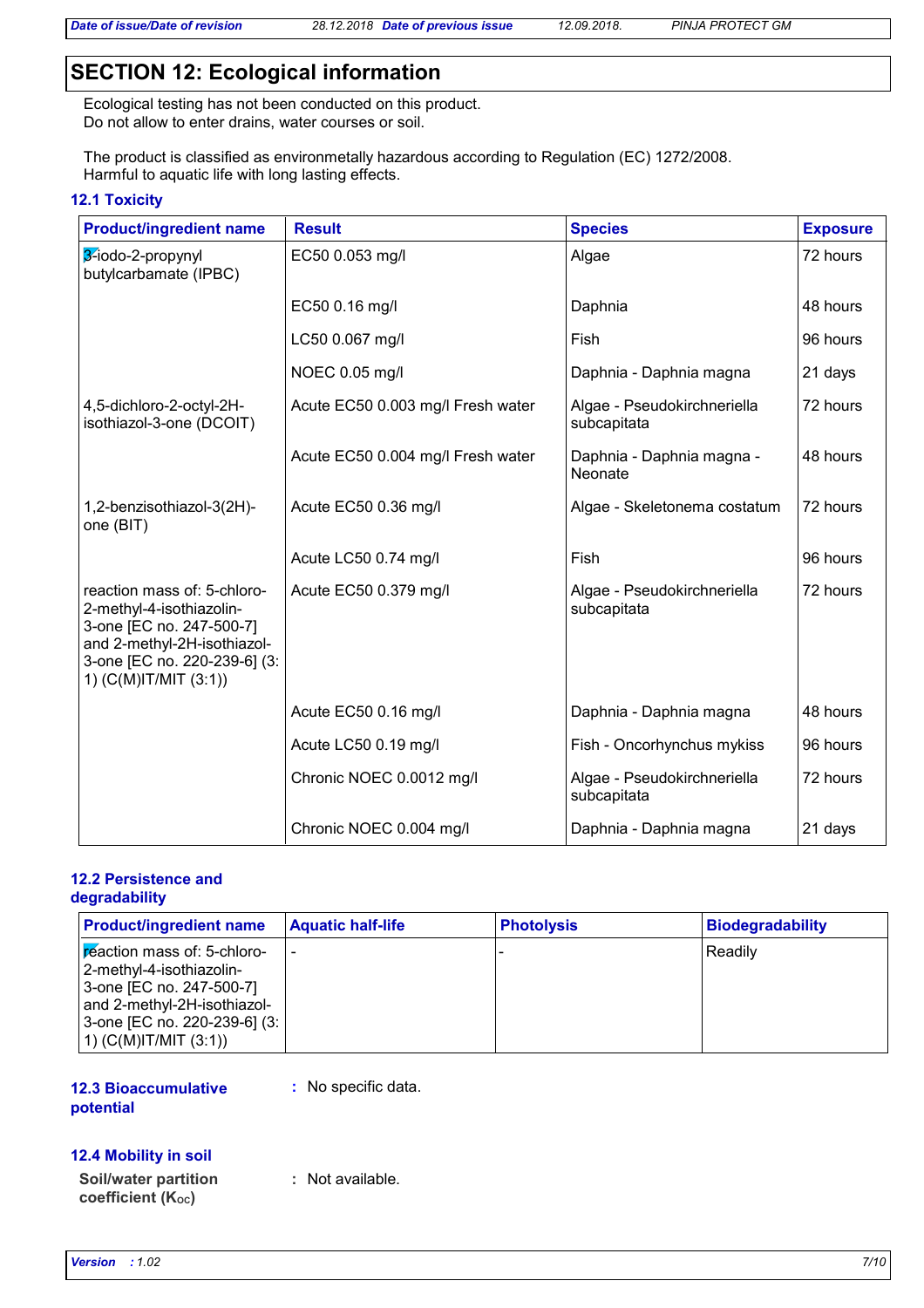# SECTION 12: Ecological information

Ecological testing has not been conducted on this product.
Do not allow to enter drains, water courses or soil.

The product is classified as environmetally hazardous according to Regulation (EC) 1272/2008.
Harmful to aquatic life with long lasting effects.

## 12.1 Toxicity

| Product/ingredient name | Result | Species | Exposure |
|---|---|---|---|
| 3-iodo-2-propynyl butylcarbamate (IPBC) | EC50 0.053 mg/l | Algae | 72 hours |
| | EC50 0.16 mg/l | Daphnia | 48 hours |
| | LC50 0.067 mg/l | Fish | 96 hours |
| | NOEC 0.05 mg/l | Daphnia - Daphnia magna | 21 days |
| 4,5-dichloro-2-octyl-2H-isothiazol-3-one (DCOIT) | Acute EC50 0.003 mg/l Fresh water | Algae - Pseudokirchneriella subcapitata | 72 hours |
| | Acute EC50 0.004 mg/l Fresh water | Daphnia - Daphnia magna - Neonate | 48 hours |
| 1,2-benzisothiazol-3(2H)-one (BIT) | Acute EC50 0.36 mg/l | Algae - Skeletonema costatum | 72 hours |
| | Acute LC50 0.74 mg/l | Fish | 96 hours |
| reaction mass of: 5-chloro-2-methyl-4-isothiazolin-3-one [EC no. 247-500-7] and 2-methyl-2H-isothiazol-3-one [EC no. 220-239-6] (3:1) (C(M)IT/MIT (3:1)) | Acute EC50 0.379 mg/l | Algae - Pseudokirchneriella subcapitata | 72 hours |
| | Acute EC50 0.16 mg/l | Daphnia - Daphnia magna | 48 hours |
| | Acute LC50 0.19 mg/l | Fish - Oncorhynchus mykiss | 96 hours |
| | Chronic NOEC 0.0012 mg/l | Algae - Pseudokirchneriella subcapitata | 72 hours |
| | Chronic NOEC 0.004 mg/l | Daphnia - Daphnia magna | 21 days |

## 12.2 Persistence and degradability

| Product/ingredient name | Aquatic half-life | Photolysis | Biodegradability |
|---|---|---|---|
| reaction mass of: 5-chloro-2-methyl-4-isothiazolin-3-one [EC no. 247-500-7] and 2-methyl-2H-isothiazol-3-one [EC no. 220-239-6] (3:1) (C(M)IT/MIT (3:1)) | - | - | Readily |

## 12.3 Bioaccumulative potential

: No specific data.

## 12.4 Mobility in soil

**Soil/water partition coefficient ($K_{OC}$)** : Not available.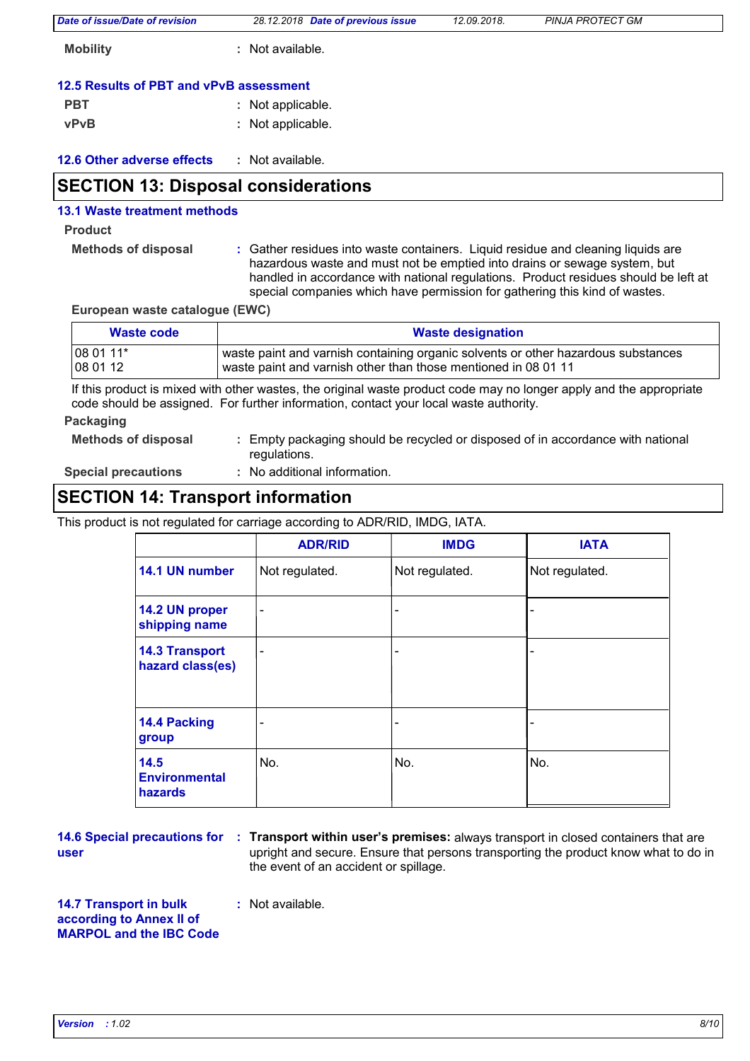**Mobility** : Not available.

### 12.5 Results of PBT and vPvB assessment

**PBT** : Not applicable.

**vPvB** : Not applicable.

### 12.6 Other adverse effects : Not available.

## SECTION 13: Disposal considerations

### 13.1 Waste treatment methods

**Product**

**Methods of disposal** : Gather residues into waste containers. Liquid residue and cleaning liquids are hazardous waste and must not be emptied into drains or sewage system, but handled in accordance with national regulations. Product residues should be left at special companies which have permission for gathering this kind of wastes.

**European waste catalogue (EWC)**

| Waste code | Waste designation |
|---|---|
| 08 01 11*<br>08 01 12 | waste paint and varnish containing organic solvents or other hazardous substances<br>waste paint and varnish other than those mentioned in 08 01 11 |

If this product is mixed with other wastes, the original waste product code may no longer apply and the appropriate code should be assigned. For further information, contact your local waste authority.

**Packaging**

**Methods of disposal** : Empty packaging should be recycled or disposed of in accordance with national regulations.

**Special precautions** : No additional information.

## SECTION 14: Transport information

This product is not regulated for carriage according to ADR/RID, IMDG, IATA.

| | ADR/RID | IMDG | IATA |
|---|---|---|---|
| **14.1 UN number** | Not regulated. | Not regulated. | Not regulated. |
| **14.2 UN proper shipping name** | - | - | - |
| **14.3 Transport hazard class(es)** | - | - | - |
| **14.4 Packing group** | - | - | - |
| **14.5 Environmental hazards** | No. | No. | No. |

**14.6 Special precautions for user** : **Transport within user's premises:** always transport in closed containers that are upright and secure. Ensure that persons transporting the product know what to do in the event of an accident or spillage.

**14.7 Transport in bulk according to Annex II of MARPOL and the IBC Code** : Not available.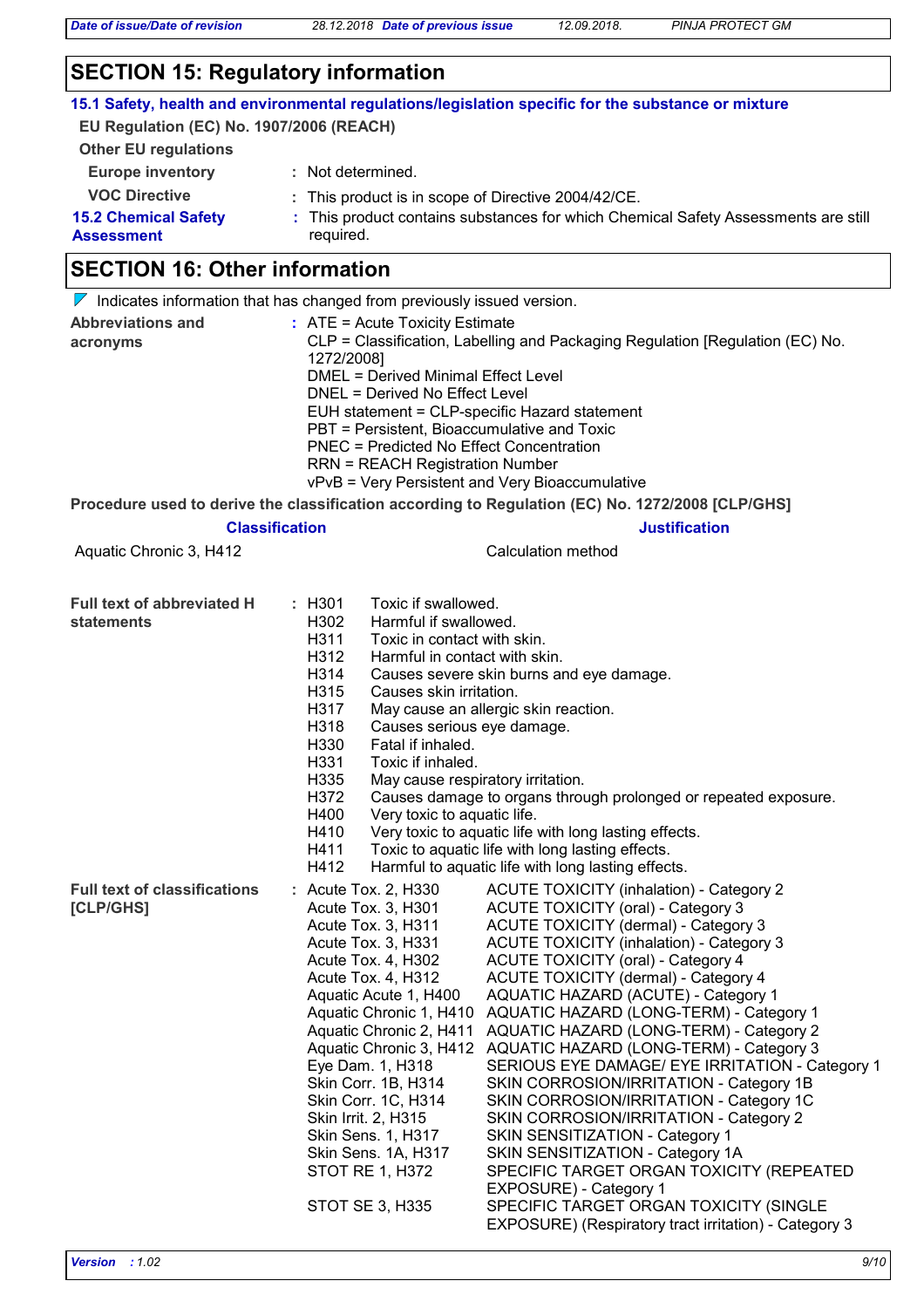## SECTION 15: Regulatory information

### 15.1 Safety, health and environmental regulations/legislation specific for the substance or mixture

**EU Regulation (EC) No. 1907/2006 (REACH)**

**Other EU regulations**

**Europe inventory** : Not determined.

**VOC Directive** : This product is in scope of Directive 2004/42/CE.

**15.2 Chemical Safety Assessment** : This product contains substances for which Chemical Safety Assessments are still required.

## SECTION 16: Other information

Indicates information that has changed from previously issued version.

**Abbreviations and acronyms** :
ATE = Acute Toxicity Estimate
CLP = Classification, Labelling and Packaging Regulation [Regulation (EC) No. 1272/2008]
DMEL = Derived Minimal Effect Level
DNEL = Derived No Effect Level
EUH statement = CLP-specific Hazard statement
PBT = Persistent, Bioaccumulative and Toxic
PNEC = Predicted No Effect Concentration
RRN = REACH Registration Number
vPvB = Very Persistent and Very Bioaccumulative

**Procedure used to derive the classification according to Regulation (EC) No. 1272/2008 [CLP/GHS]**

| Classification | Justification |
|---|---|
| Aquatic Chronic 3, H412 | Calculation method |

**Full text of abbreviated H statements** :

| | |
|---|---|
| H301 | Toxic if swallowed. |
| H302 | Harmful if swallowed. |
| H311 | Toxic in contact with skin. |
| H312 | Harmful in contact with skin. |
| H314 | Causes severe skin burns and eye damage. |
| H315 | Causes skin irritation. |
| H317 | May cause an allergic skin reaction. |
| H318 | Causes serious eye damage. |
| H330 | Fatal if inhaled. |
| H331 | Toxic if inhaled. |
| H335 | May cause respiratory irritation. |
| H372 | Causes damage to organs through prolonged or repeated exposure. |
| H400 | Very toxic to aquatic life. |
| H410 | Very toxic to aquatic life with long lasting effects. |
| H411 | Toxic to aquatic life with long lasting effects. |
| H412 | Harmful to aquatic life with long lasting effects. |

**Full text of classifications [CLP/GHS]** :

| | |
|---|---|
| Acute Tox. 2, H330 | ACUTE TOXICITY (inhalation) - Category 2 |
| Acute Tox. 3, H301 | ACUTE TOXICITY (oral) - Category 3 |
| Acute Tox. 3, H311 | ACUTE TOXICITY (dermal) - Category 3 |
| Acute Tox. 3, H331 | ACUTE TOXICITY (inhalation) - Category 3 |
| Acute Tox. 4, H302 | ACUTE TOXICITY (oral) - Category 4 |
| Acute Tox. 4, H312 | ACUTE TOXICITY (dermal) - Category 4 |
| Aquatic Acute 1, H400 | AQUATIC HAZARD (ACUTE) - Category 1 |
| Aquatic Chronic 1, H410 | AQUATIC HAZARD (LONG-TERM) - Category 1 |
| Aquatic Chronic 2, H411 | AQUATIC HAZARD (LONG-TERM) - Category 2 |
| Aquatic Chronic 3, H412 | AQUATIC HAZARD (LONG-TERM) - Category 3 |
| Eye Dam. 1, H318 | SERIOUS EYE DAMAGE/ EYE IRRITATION - Category 1 |
| Skin Corr. 1B, H314 | SKIN CORROSION/IRRITATION - Category 1B |
| Skin Corr. 1C, H314 | SKIN CORROSION/IRRITATION - Category 1C |
| Skin Irrit. 2, H315 | SKIN CORROSION/IRRITATION - Category 2 |
| Skin Sens. 1, H317 | SKIN SENSITIZATION - Category 1 |
| Skin Sens. 1A, H317 | SKIN SENSITIZATION - Category 1A |
| STOT RE 1, H372 | SPECIFIC TARGET ORGAN TOXICITY (REPEATED EXPOSURE) - Category 1 |
| STOT SE 3, H335 | SPECIFIC TARGET ORGAN TOXICITY (SINGLE EXPOSURE) (Respiratory tract irritation) - Category 3 |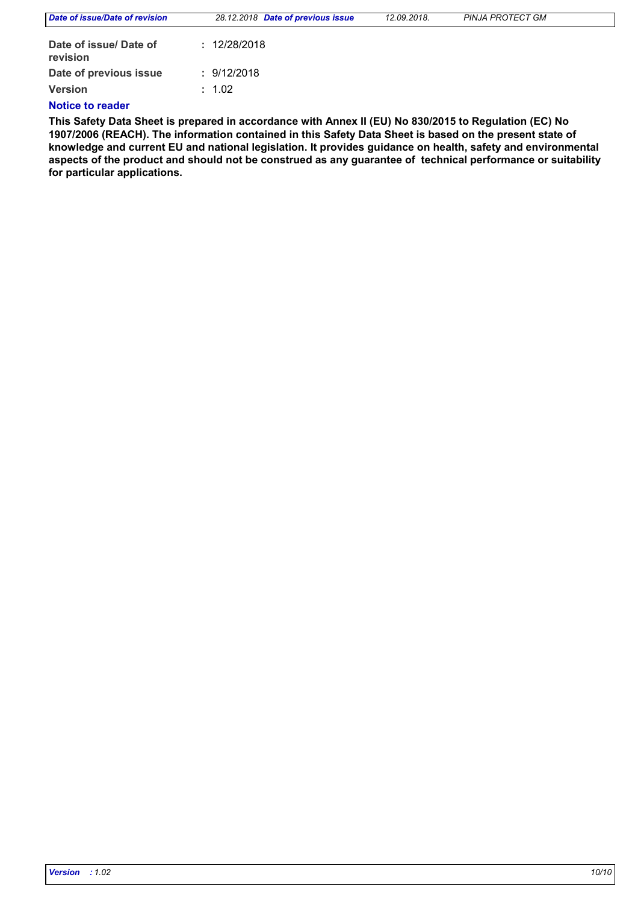| | |
|---|---|
| **Date of issue/ Date of revision** | : 12/28/2018 |
| **Date of previous issue** | : 9/12/2018 |
| **Version** | : 1.02 |

### Notice to reader

**This Safety Data Sheet is prepared in accordance with Annex II (EU) No 830/2015 to Regulation (EC) No 1907/2006 (REACH). The information contained in this Safety Data Sheet is based on the present state of knowledge and current EU and national legislation. It provides guidance on health, safety and environmental aspects of the product and should not be construed as any guarantee of technical performance or suitability for particular applications.**